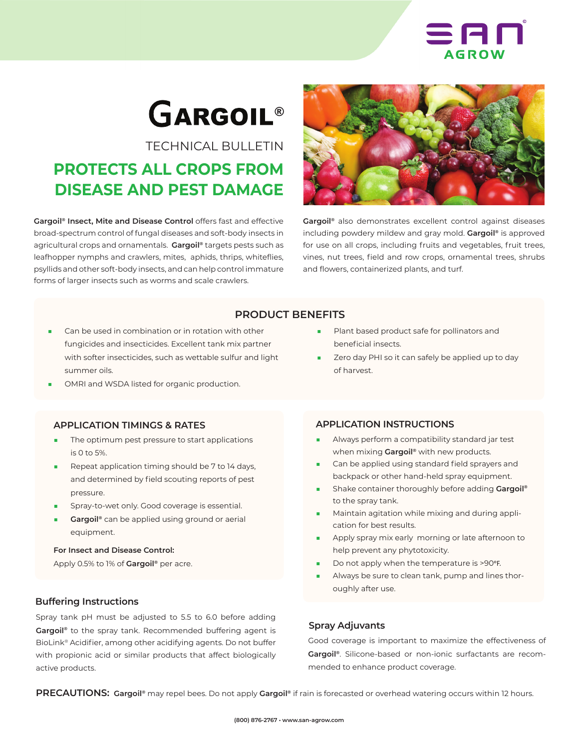SAN AGROW

# GARGOIL®

TECHNICAL BULLETIN

## PROTECTS ALL CROPS FROM DISEASE AND PEST DAMAGE

**Gargoil® Insect, Mite and Disease Control** offers fast and effective broad-spectrum control of fungal diseases and soft-body insects in agricultural crops and ornamentals. **Gargoil®** targets pests such as leafhopper nymphs and crawlers, mites, aphids, thrips, whiteflies, psyllids and other soft-body insects, and can help control immature forms of larger insects such as worms and scale crawlers.

**Gargoil®** also demonstrates excellent control against diseases including powdery mildew and gray mold. **Gargoil®** is approved for use on all crops, including fruits and vegetables, fruit trees, vines, nut trees, field and row crops, ornamental trees, shrubs and flowers, containerized plants, and turf.

### PRODUCT BENEFITS

- Can be used in combination or in rotation with other fungicides and insecticides. Excellent tank mix partner with softer insecticides, such as wettable sulfur and light summer oils.
- OMRI and WSDA listed for organic production.
- Plant based product safe for pollinators and beneficial insects.
- Zero day PHI so it can safely be applied up to day of harvest.

### APPLICATION TIMINGS & RATES

- The optimum pest pressure to start applications is 0 to 5%.
- Repeat application timing should be 7 to 14 days, and determined by field scouting reports of pest pressure.
- Spray-to-wet only. Good coverage is essential.
- **Gargoil®** can be applied using ground or aerial equipment.

**For Insect and Disease Control:**
Apply 0.5% to 1% of **Gargoil®** per acre.

### Buffering Instructions

Spray tank pH must be adjusted to 5.5 to 6.0 before adding **Gargoil®** to the spray tank. Recommended buffering agent is BioLink® Acidifier, among other acidifying agents. Do not buffer with propionic acid or similar products that affect biologically active products.

### APPLICATION INSTRUCTIONS

- Always perform a compatibility standard jar test when mixing **Gargoil®** with new products.
- Can be applied using standard field sprayers and backpack or other hand-held spray equipment.
- Shake container thoroughly before adding **Gargoil®** to the spray tank.
- Maintain agitation while mixing and during application for best results.
- Apply spray mix early morning or late afternoon to help prevent any phytotoxicity.
- Do not apply when the temperature is >90ºF.
- Always be sure to clean tank, pump and lines thoroughly after use.

### Spray Adjuvants

Good coverage is important to maximize the effectiveness of **Gargoil®**. Silicone-based or non-ionic surfactants are recommended to enhance product coverage.

**PRECAUTIONS:** **Gargoil®** may repel bees. Do not apply **Gargoil®** if rain is forecasted or overhead watering occurs within 12 hours.

(800) 876-2767 • www.san-agrow.com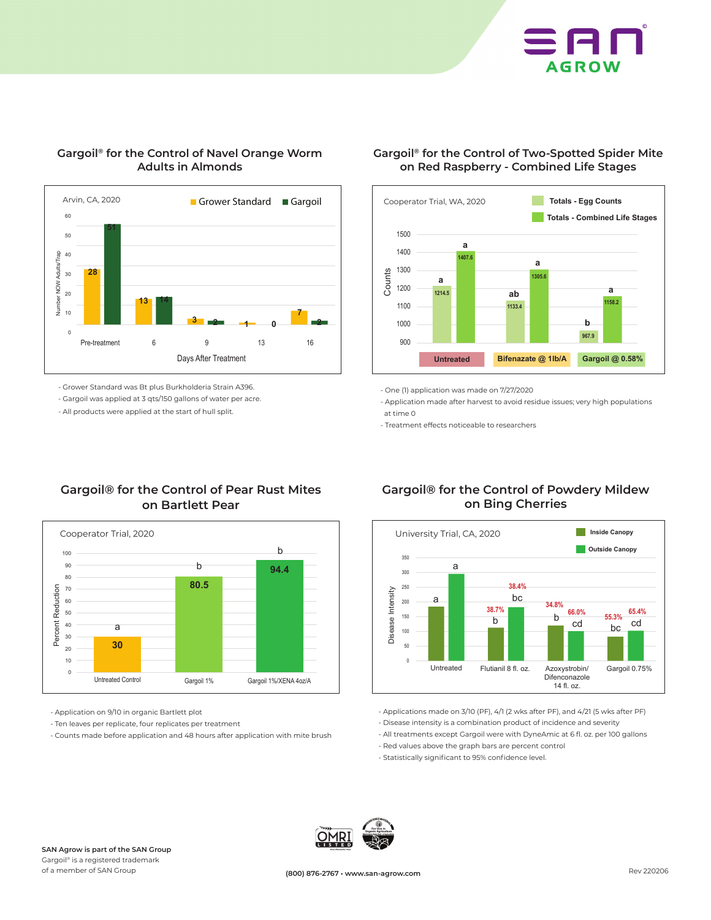SAN AGROW

## Gargoil® for the Control of Navel Orange Worm Adults in Almonds

Arvin, CA, 2020

Grower Standard
Gargoil

Number NOW Adults/Trap

0
10
20
30
40
50
60

28
51
13
14
3
2
1
0
7
2

Pre-treatment
6
9
13
16

Days After Treatment

- Grower Standard was Bt plus Burkholderia Strain A396.
- Gargoil was applied at 3 qts/150 gallons of water per acre.
- All products were applied at the start of hull split.

## Gargoil® for the Control of Two-Spotted Spider Mite on Red Raspberry - Combined Life Stages

Cooperator Trial, WA, 2020

Totals - Egg Counts
Totals - Combined Life Stages

Counts

900
1000
1100
1200
1300
1400
1500

a
1214.5
a
1407.6
ab
1133.4
a
1305.6
b
967.9
a
1158.2

Untreated
Bifenazate @ 1lb/A
Gargoil @ 0.58%

- One (1) application was made on 7/27/2020
- Application made after harvest to avoid residue issues; very high populations at time 0
- Treatment effects noticeable to researchers

## Gargoil® for the Control of Pear Rust Mites on Bartlett Pear

Cooperator Trial, 2020

Percent Reduction

0
10
20
30
40
50
60
70
80
90
100

a
30
b
80.5
b
94.4

Untreated Control
Gargoil 1%
Gargoil 1%/XENA 4oz/A

- Application on 9/10 in organic Bartlett plot
- Ten leaves per replicate, four replicates per treatment
- Counts made before application and 48 hours after application with mite brush

## Gargoil® for the Control of Powdery Mildew on Bing Cherries

University Trial, CA, 2020

Inside Canopy
Outside Canopy

Disease Intensity

0
50
100
150
200
250
300
350

a
a
38.7%
b
38.4%
bc
34.8%
b
66.0%
cd
55.3%
bc
65.4%
cd

Untreated
Flutianil 8 fl. oz.
Azoxystrobin/ Difenconazole 14 fl. oz.
Gargoil 0.75%

- Applications made on 3/10 (PF), 4/1 (2 wks after PF), and 4/21 (5 wks after PF)
- Disease intensity is a combination product of incidence and severity
- All treatments except Gargoil were with DyneAmic at 6 fl. oz. per 100 gallons
- Red values above the graph bars are percent control
- Statistically significant to 95% confidence level.

OMRI LISTED

**SAN Agrow is part of the SAN Group**
Gargoil® is a registered trademark
of a member of SAN Group

**(800) 876-2767 • www.san-agrow.com**

Rev 220206